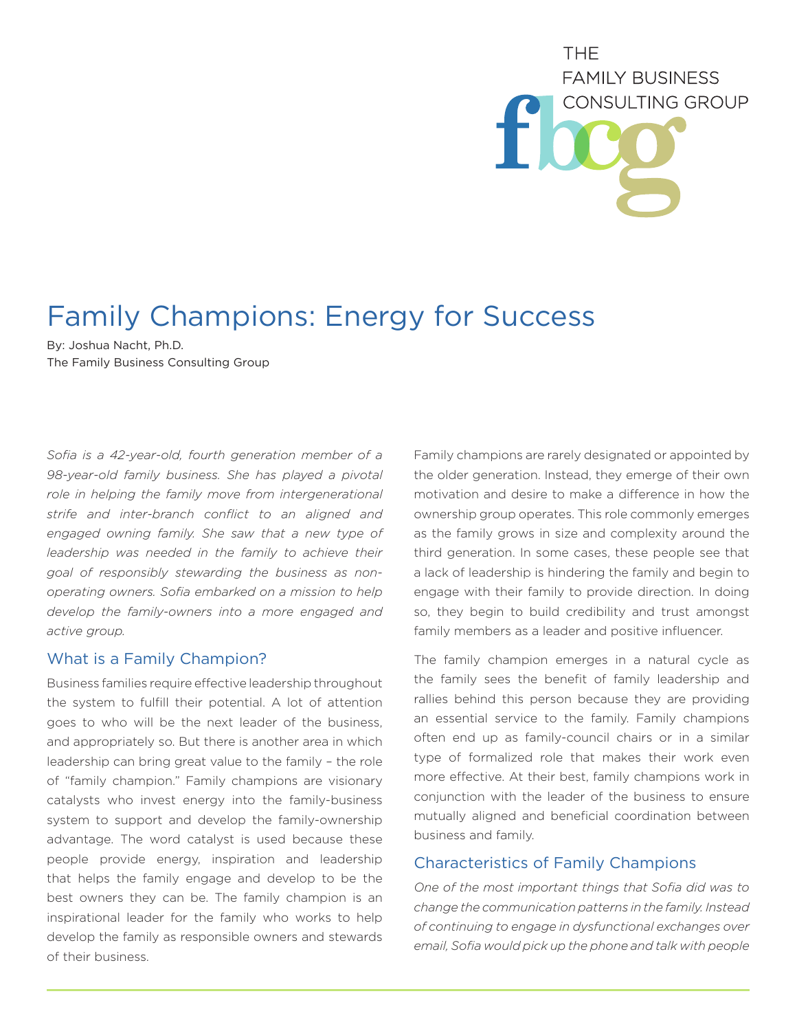THE FAMILY BUSINESS CONSULTING GROUP

# Family Champions: Energy for Success

By: Joshua Nacht, Ph.D.
The Family Business Consulting Group

*Sofia is a 42-year-old, fourth generation member of a 98-year-old family business. She has played a pivotal role in helping the family move from intergenerational strife and inter-branch conflict to an aligned and engaged owning family. She saw that a new type of leadership was needed in the family to achieve their goal of responsibly stewarding the business as non-operating owners. Sofia embarked on a mission to help develop the family-owners into a more engaged and active group.*

## What is a Family Champion?

Business families require effective leadership throughout the system to fulfill their potential. A lot of attention goes to who will be the next leader of the business, and appropriately so. But there is another area in which leadership can bring great value to the family – the role of "family champion." Family champions are visionary catalysts who invest energy into the family-business system to support and develop the family-ownership advantage. The word catalyst is used because these people provide energy, inspiration and leadership that helps the family engage and develop to be the best owners they can be. The family champion is an inspirational leader for the family who works to help develop the family as responsible owners and stewards of their business.

Family champions are rarely designated or appointed by the older generation. Instead, they emerge of their own motivation and desire to make a difference in how the ownership group operates. This role commonly emerges as the family grows in size and complexity around the third generation. In some cases, these people see that a lack of leadership is hindering the family and begin to engage with their family to provide direction. In doing so, they begin to build credibility and trust amongst family members as a leader and positive influencer.

The family champion emerges in a natural cycle as the family sees the benefit of family leadership and rallies behind this person because they are providing an essential service to the family. Family champions often end up as family-council chairs or in a similar type of formalized role that makes their work even more effective. At their best, family champions work in conjunction with the leader of the business to ensure mutually aligned and beneficial coordination between business and family.

## Characteristics of Family Champions

*One of the most important things that Sofia did was to change the communication patterns in the family. Instead of continuing to engage in dysfunctional exchanges over email, Sofia would pick up the phone and talk with people*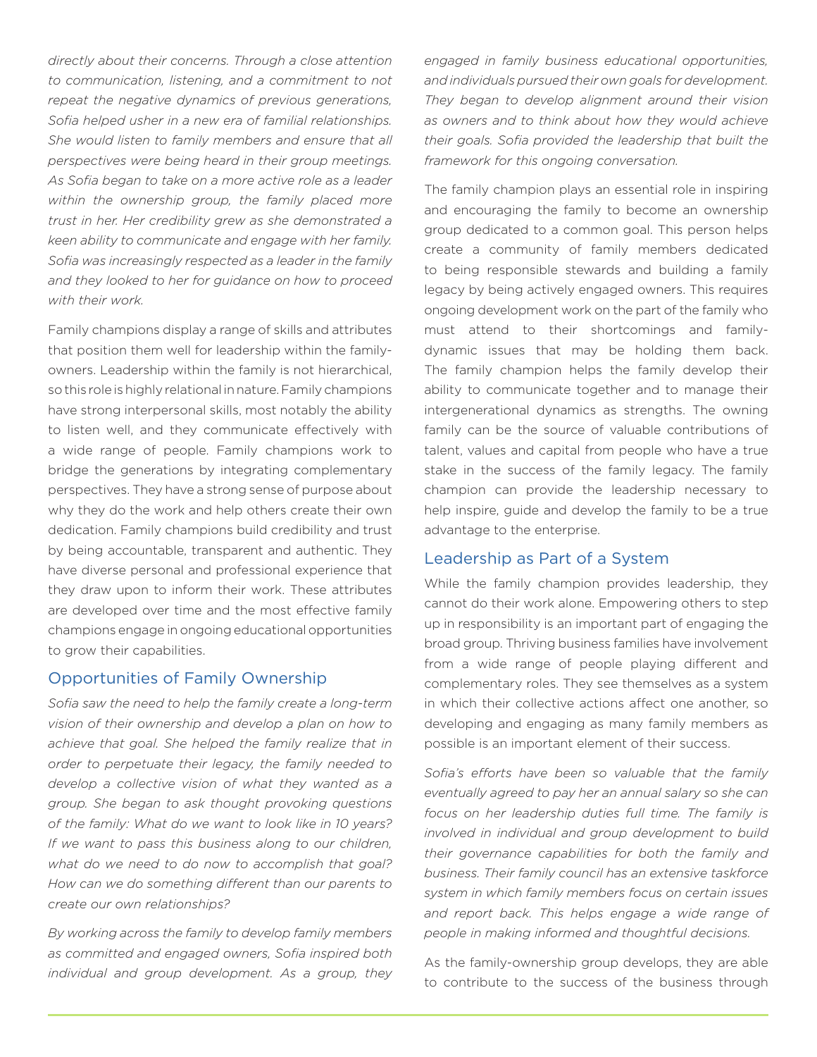*directly about their concerns. Through a close attention to communication, listening, and a commitment to not repeat the negative dynamics of previous generations, Sofia helped usher in a new era of familial relationships. She would listen to family members and ensure that all perspectives were being heard in their group meetings. As Sofia began to take on a more active role as a leader within the ownership group, the family placed more trust in her. Her credibility grew as she demonstrated a keen ability to communicate and engage with her family. Sofia was increasingly respected as a leader in the family and they looked to her for guidance on how to proceed with their work.*

Family champions display a range of skills and attributes that position them well for leadership within the family-owners. Leadership within the family is not hierarchical, so this role is highly relational in nature. Family champions have strong interpersonal skills, most notably the ability to listen well, and they communicate effectively with a wide range of people. Family champions work to bridge the generations by integrating complementary perspectives. They have a strong sense of purpose about why they do the work and help others create their own dedication. Family champions build credibility and trust by being accountable, transparent and authentic. They have diverse personal and professional experience that they draw upon to inform their work. These attributes are developed over time and the most effective family champions engage in ongoing educational opportunities to grow their capabilities.

## Opportunities of Family Ownership

*Sofia saw the need to help the family create a long-term vision of their ownership and develop a plan on how to achieve that goal. She helped the family realize that in order to perpetuate their legacy, the family needed to develop a collective vision of what they wanted as a group. She began to ask thought provoking questions of the family: What do we want to look like in 10 years? If we want to pass this business along to our children, what do we need to do now to accomplish that goal? How can we do something different than our parents to create our own relationships?*

*By working across the family to develop family members as committed and engaged owners, Sofia inspired both individual and group development. As a group, they engaged in family business educational opportunities, and individuals pursued their own goals for development. They began to develop alignment around their vision as owners and to think about how they would achieve their goals. Sofia provided the leadership that built the framework for this ongoing conversation.*

The family champion plays an essential role in inspiring and encouraging the family to become an ownership group dedicated to a common goal. This person helps create a community of family members dedicated to being responsible stewards and building a family legacy by being actively engaged owners. This requires ongoing development work on the part of the family who must attend to their shortcomings and family-dynamic issues that may be holding them back. The family champion helps the family develop their ability to communicate together and to manage their intergenerational dynamics as strengths. The owning family can be the source of valuable contributions of talent, values and capital from people who have a true stake in the success of the family legacy. The family champion can provide the leadership necessary to help inspire, guide and develop the family to be a true advantage to the enterprise.

## Leadership as Part of a System

While the family champion provides leadership, they cannot do their work alone. Empowering others to step up in responsibility is an important part of engaging the broad group. Thriving business families have involvement from a wide range of people playing different and complementary roles. They see themselves as a system in which their collective actions affect one another, so developing and engaging as many family members as possible is an important element of their success.

*Sofia's efforts have been so valuable that the family eventually agreed to pay her an annual salary so she can focus on her leadership duties full time. The family is involved in individual and group development to build their governance capabilities for both the family and business. Their family council has an extensive taskforce system in which family members focus on certain issues and report back. This helps engage a wide range of people in making informed and thoughtful decisions.*

As the family-ownership group develops, they are able to contribute to the success of the business through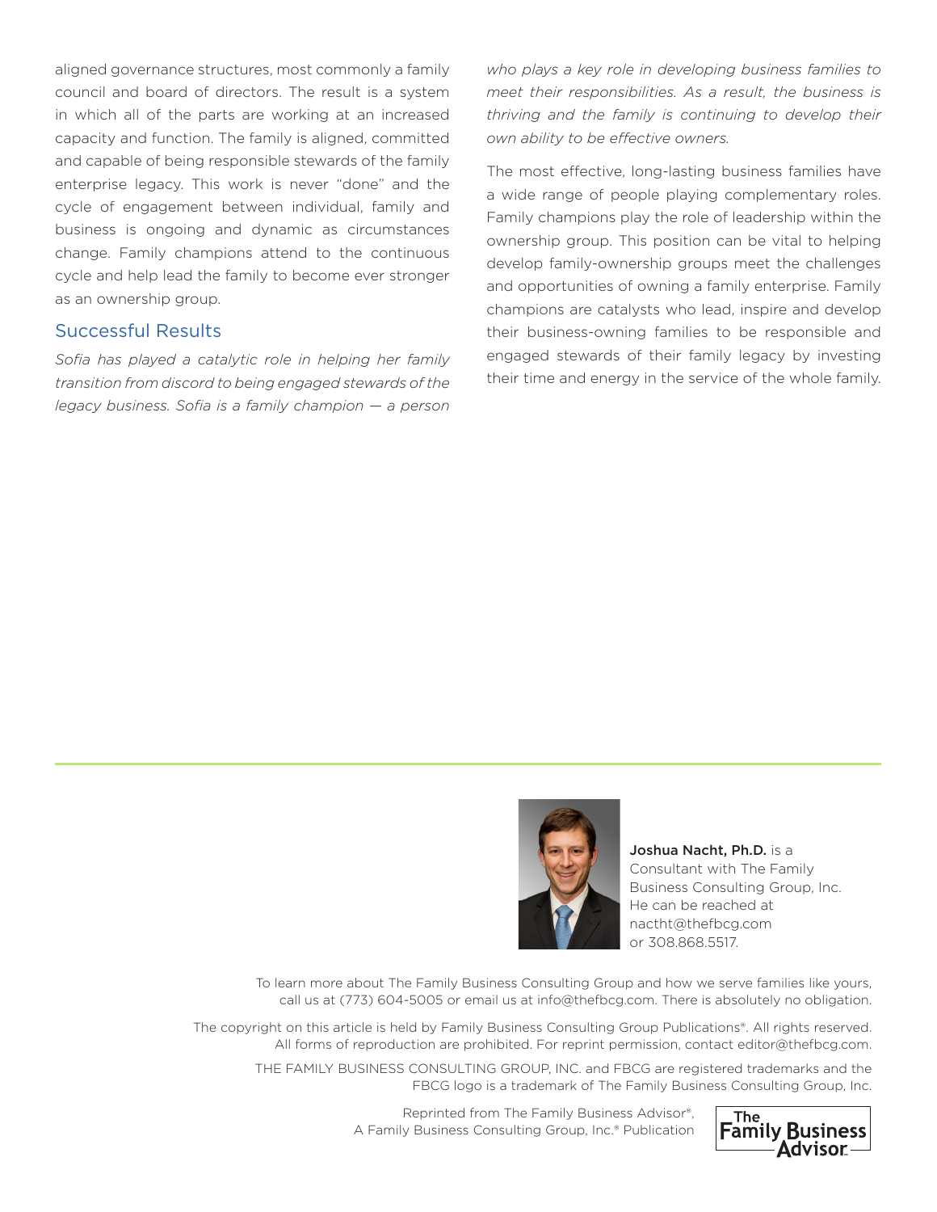aligned governance structures, most commonly a family council and board of directors. The result is a system in which all of the parts are working at an increased capacity and function. The family is aligned, committed and capable of being responsible stewards of the family enterprise legacy. This work is never "done" and the cycle of engagement between individual, family and business is ongoing and dynamic as circumstances change. Family champions attend to the continuous cycle and help lead the family to become ever stronger as an ownership group.

## Successful Results

*Sofia has played a catalytic role in helping her family transition from discord to being engaged stewards of the legacy business. Sofia is a family champion — a person who plays a key role in developing business families to meet their responsibilities. As a result, the business is thriving and the family is continuing to develop their own ability to be effective owners.*

The most effective, long-lasting business families have a wide range of people playing complementary roles. Family champions play the role of leadership within the ownership group. This position can be vital to helping develop family-ownership groups meet the challenges and opportunities of owning a family enterprise. Family champions are catalysts who lead, inspire and develop their business-owning families to be responsible and engaged stewards of their family legacy by investing their time and energy in the service of the whole family.

---

**Joshua Nacht, Ph.D.** is a Consultant with The Family Business Consulting Group, Inc. He can be reached at nactht@thefbcg.com or 308.868.5517.

To learn more about The Family Business Consulting Group and how we serve families like yours, call us at (773) 604-5005 or email us at info@thefbcg.com. There is absolutely no obligation.

The copyright on this article is held by Family Business Consulting Group Publications®. All rights reserved. All forms of reproduction are prohibited. For reprint permission, contact editor@thefbcg.com.

THE FAMILY BUSINESS CONSULTING GROUP, INC. and FBCG are registered trademarks and the FBCG logo is a trademark of The Family Business Consulting Group, Inc.

Reprinted from The Family Business Advisor®, A Family Business Consulting Group, Inc.® Publication

The Family Business Advisor